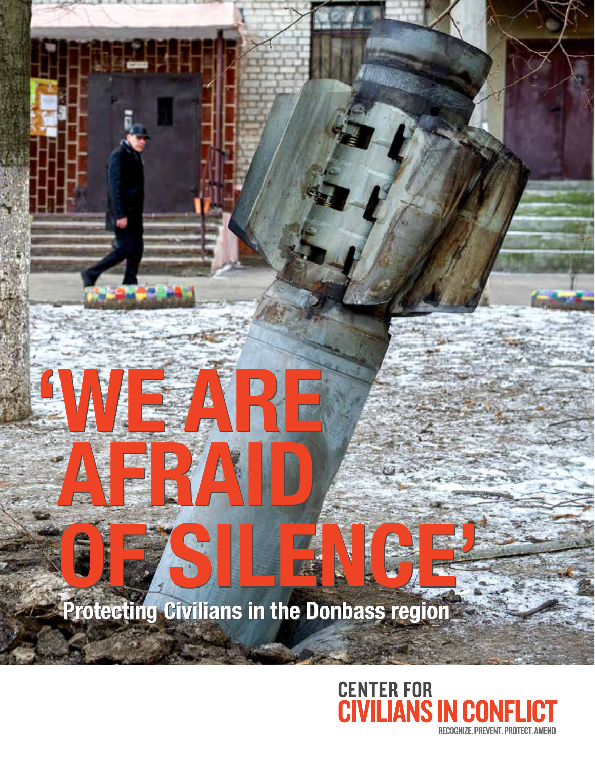# 'WE ARE AFRAID OF SILENCE'

## Protecting Civilians in the Donbass region

CENTER FOR CIVILIANS IN CONFLICT

RECOGNIZE. PREVENT. PROTECT. AMEND.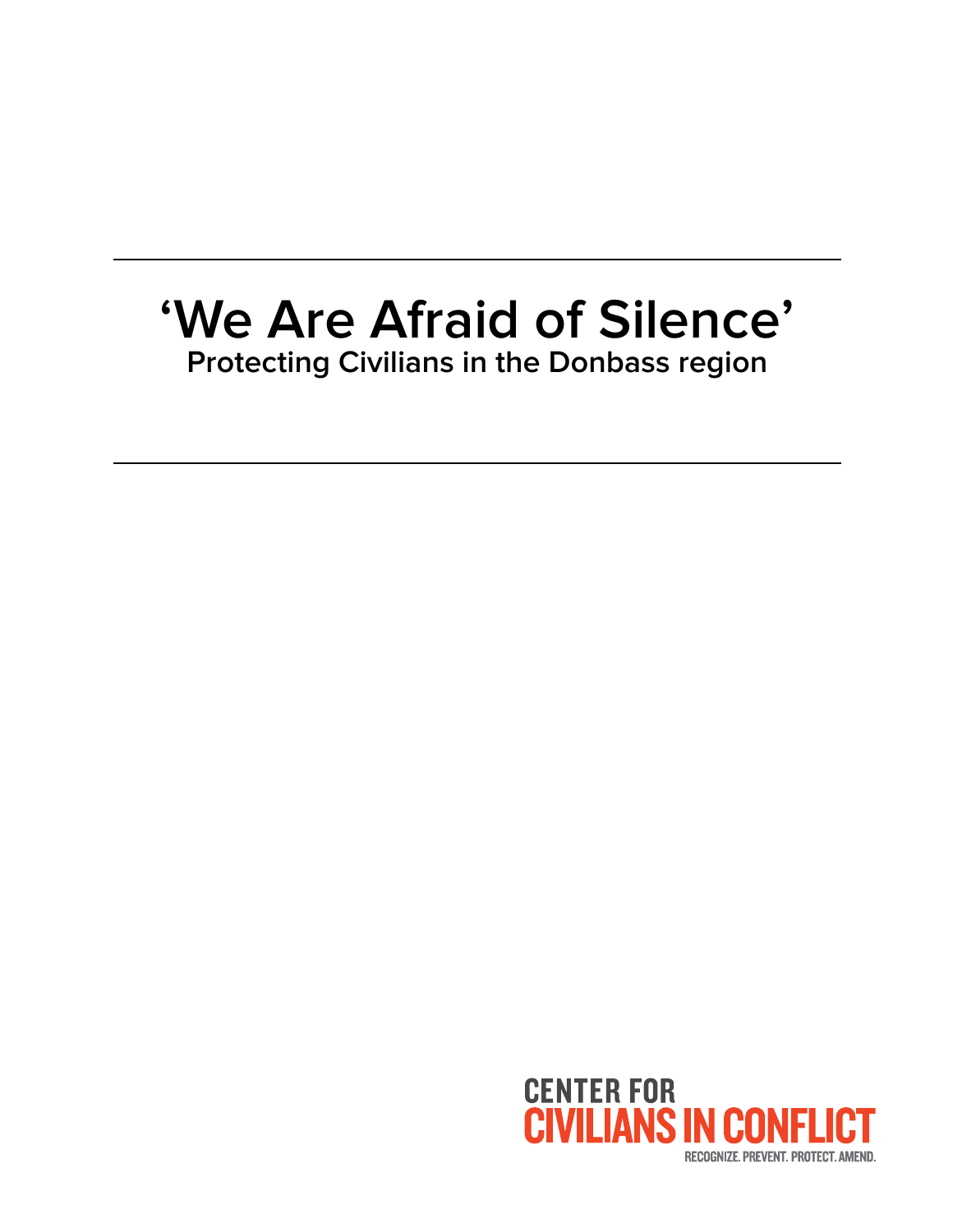# 'We Are Afraid of Silence'

## Protecting Civilians in the Donbass region

CENTER FOR
CIVILIANS IN CONFLICT
RECOGNIZE. PREVENT. PROTECT. AMEND.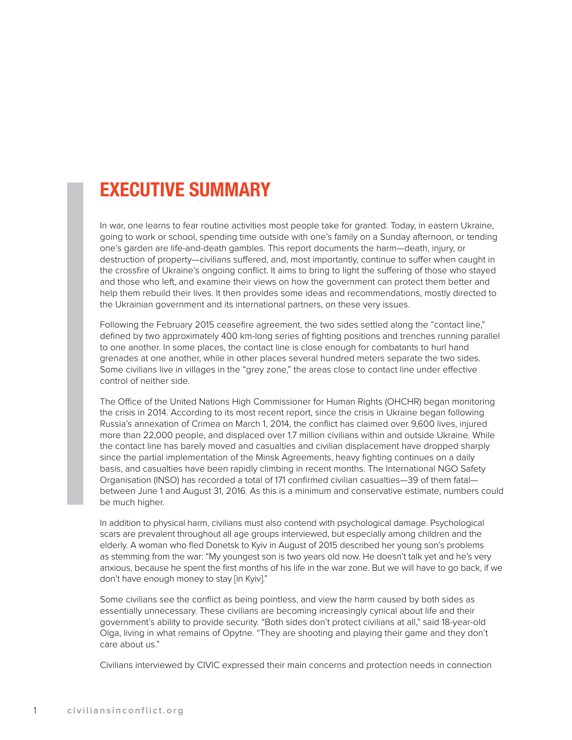# EXECUTIVE SUMMARY

In war, one learns to fear routine activities most people take for granted. Today, in eastern Ukraine, going to work or school, spending time outside with one's family on a Sunday afternoon, or tending one's garden are life-and-death gambles. This report documents the harm—death, injury, or destruction of property—civilians suffered, and, most importantly, continue to suffer when caught in the crossfire of Ukraine's ongoing conflict. It aims to bring to light the suffering of those who stayed and those who left, and examine their views on how the government can protect them better and help them rebuild their lives. It then provides some ideas and recommendations, mostly directed to the Ukrainian government and its international partners, on these very issues.

Following the February 2015 ceasefire agreement, the two sides settled along the "contact line," defined by two approximately 400 km-long series of fighting positions and trenches running parallel to one another. In some places, the contact line is close enough for combatants to hurl hand grenades at one another, while in other places several hundred meters separate the two sides. Some civilians live in villages in the "grey zone," the areas close to contact line under effective control of neither side.

The Office of the United Nations High Commissioner for Human Rights (OHCHR) began monitoring the crisis in 2014. According to its most recent report, since the crisis in Ukraine began following Russia's annexation of Crimea on March 1, 2014, the conflict has claimed over 9,600 lives, injured more than 22,000 people, and displaced over 1.7 million civilians within and outside Ukraine. While the contact line has barely moved and casualties and civilian displacement have dropped sharply since the partial implementation of the Minsk Agreements, heavy fighting continues on a daily basis, and casualties have been rapidly climbing in recent months. The International NGO Safety Organisation (INSO) has recorded a total of 171 confirmed civilian casualties—39 of them fatal—between June 1 and August 31, 2016. As this is a minimum and conservative estimate, numbers could be much higher.

In addition to physical harm, civilians must also contend with psychological damage. Psychological scars are prevalent throughout all age groups interviewed, but especially among children and the elderly. A woman who fled Donetsk to Kyiv in August of 2015 described her young son's problems as stemming from the war: "My youngest son is two years old now. He doesn't talk yet and he's very anxious, because he spent the first months of his life in the war zone. But we will have to go back, if we don't have enough money to stay [in Kyiv]."

Some civilians see the conflict as being pointless, and view the harm caused by both sides as essentially unnecessary. These civilians are becoming increasingly cynical about life and their government's ability to provide security. "Both sides don't protect civilians at all," said 18-year-old Olga, living in what remains of Opytne. "They are shooting and playing their game and they don't care about us."

Civilians interviewed by CIVIC expressed their main concerns and protection needs in connection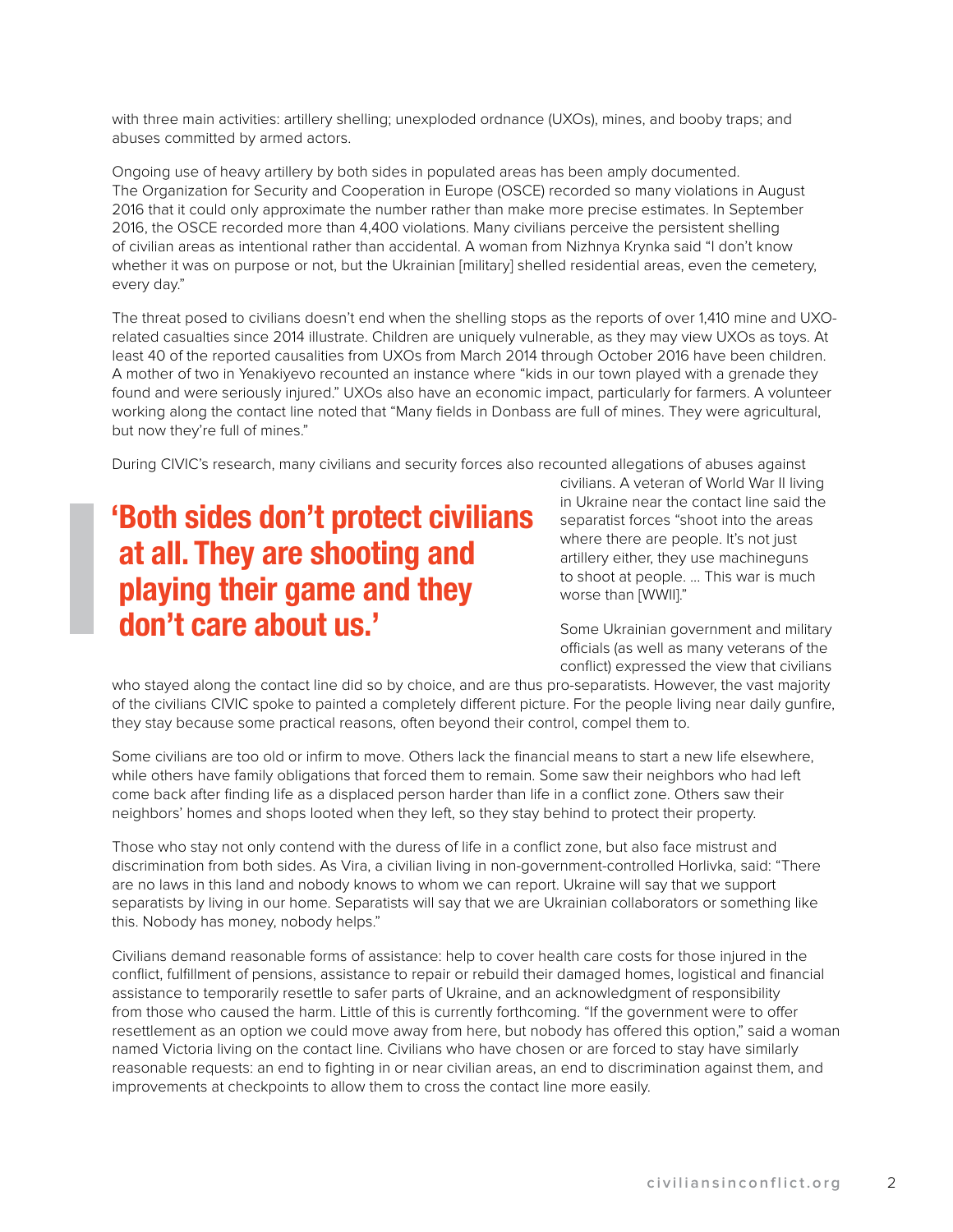with three main activities: artillery shelling; unexploded ordnance (UXOs), mines, and booby traps; and abuses committed by armed actors.

Ongoing use of heavy artillery by both sides in populated areas has been amply documented. The Organization for Security and Cooperation in Europe (OSCE) recorded so many violations in August 2016 that it could only approximate the number rather than make more precise estimates. In September 2016, the OSCE recorded more than 4,400 violations. Many civilians perceive the persistent shelling of civilian areas as intentional rather than accidental. A woman from Nizhnya Krynka said "I don't know whether it was on purpose or not, but the Ukrainian [military] shelled residential areas, even the cemetery, every day."

The threat posed to civilians doesn't end when the shelling stops as the reports of over 1,410 mine and UXO-related casualties since 2014 illustrate. Children are uniquely vulnerable, as they may view UXOs as toys. At least 40 of the reported causalities from UXOs from March 2014 through October 2016 have been children. A mother of two in Yenakiyevo recounted an instance where "kids in our town played with a grenade they found and were seriously injured." UXOs also have an economic impact, particularly for farmers. A volunteer working along the contact line noted that "Many fields in Donbass are full of mines. They were agricultural, but now they're full of mines."

During CIVIC's research, many civilians and security forces also recounted allegations of abuses against civilians. A veteran of World War II living in Ukraine near the contact line said the separatist forces "shoot into the areas where there are people. It's not just artillery either, they use machineguns to shoot at people. … This war is much worse than [WWII]."

> **'Both sides don't protect civilians at all. They are shooting and playing their game and they don't care about us.'**

Some Ukrainian government and military officials (as well as many veterans of the conflict) expressed the view that civilians who stayed along the contact line did so by choice, and are thus pro-separatists. However, the vast majority of the civilians CIVIC spoke to painted a completely different picture. For the people living near daily gunfire, they stay because some practical reasons, often beyond their control, compel them to.

Some civilians are too old or infirm to move. Others lack the financial means to start a new life elsewhere, while others have family obligations that forced them to remain. Some saw their neighbors who had left come back after finding life as a displaced person harder than life in a conflict zone. Others saw their neighbors' homes and shops looted when they left, so they stay behind to protect their property.

Those who stay not only contend with the duress of life in a conflict zone, but also face mistrust and discrimination from both sides. As Vira, a civilian living in non-government-controlled Horlivka, said: "There are no laws in this land and nobody knows to whom we can report. Ukraine will say that we support separatists by living in our home. Separatists will say that we are Ukrainian collaborators or something like this. Nobody has money, nobody helps."

Civilians demand reasonable forms of assistance: help to cover health care costs for those injured in the conflict, fulfillment of pensions, assistance to repair or rebuild their damaged homes, logistical and financial assistance to temporarily resettle to safer parts of Ukraine, and an acknowledgment of responsibility from those who caused the harm. Little of this is currently forthcoming. "If the government were to offer resettlement as an option we could move away from here, but nobody has offered this option," said a woman named Victoria living on the contact line. Civilians who have chosen or are forced to stay have similarly reasonable requests: an end to fighting in or near civilian areas, an end to discrimination against them, and improvements at checkpoints to allow them to cross the contact line more easily.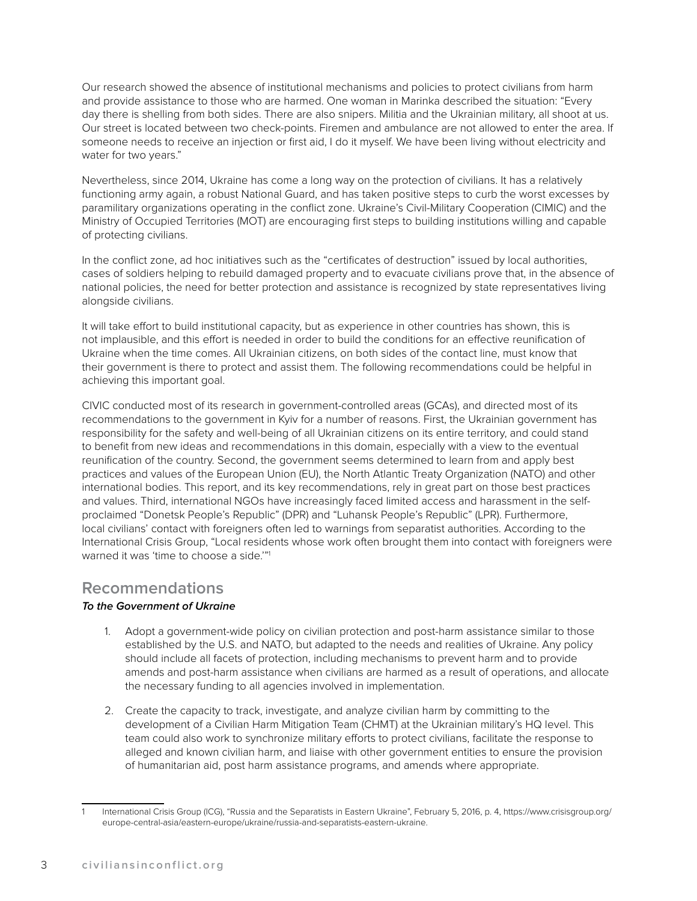Our research showed the absence of institutional mechanisms and policies to protect civilians from harm and provide assistance to those who are harmed. One woman in Marinka described the situation: "Every day there is shelling from both sides. There are also snipers. Militia and the Ukrainian military, all shoot at us. Our street is located between two check-points. Firemen and ambulance are not allowed to enter the area. If someone needs to receive an injection or first aid, I do it myself. We have been living without electricity and water for two years."

Nevertheless, since 2014, Ukraine has come a long way on the protection of civilians. It has a relatively functioning army again, a robust National Guard, and has taken positive steps to curb the worst excesses by paramilitary organizations operating in the conflict zone. Ukraine's Civil-Military Cooperation (CIMIC) and the Ministry of Occupied Territories (MOT) are encouraging first steps to building institutions willing and capable of protecting civilians.

In the conflict zone, ad hoc initiatives such as the "certificates of destruction" issued by local authorities, cases of soldiers helping to rebuild damaged property and to evacuate civilians prove that, in the absence of national policies, the need for better protection and assistance is recognized by state representatives living alongside civilians.

It will take effort to build institutional capacity, but as experience in other countries has shown, this is not implausible, and this effort is needed in order to build the conditions for an effective reunification of Ukraine when the time comes. All Ukrainian citizens, on both sides of the contact line, must know that their government is there to protect and assist them. The following recommendations could be helpful in achieving this important goal.

CIVIC conducted most of its research in government-controlled areas (GCAs), and directed most of its recommendations to the government in Kyiv for a number of reasons. First, the Ukrainian government has responsibility for the safety and well-being of all Ukrainian citizens on its entire territory, and could stand to benefit from new ideas and recommendations in this domain, especially with a view to the eventual reunification of the country. Second, the government seems determined to learn from and apply best practices and values of the European Union (EU), the North Atlantic Treaty Organization (NATO) and other international bodies. This report, and its key recommendations, rely in great part on those best practices and values. Third, international NGOs have increasingly faced limited access and harassment in the self-proclaimed "Donetsk People's Republic" (DPR) and "Luhansk People's Republic" (LPR). Furthermore, local civilians' contact with foreigners often led to warnings from separatist authorities. According to the International Crisis Group, "Local residents whose work often brought them into contact with foreigners were warned it was 'time to choose a side.'"[1]

## Recommendations

***To the Government of Ukraine***

1. Adopt a government-wide policy on civilian protection and post-harm assistance similar to those established by the U.S. and NATO, but adapted to the needs and realities of Ukraine. Any policy should include all facets of protection, including mechanisms to prevent harm and to provide amends and post-harm assistance when civilians are harmed as a result of operations, and allocate the necessary funding to all agencies involved in implementation.

2. Create the capacity to track, investigate, and analyze civilian harm by committing to the development of a Civilian Harm Mitigation Team (CHMT) at the Ukrainian military's HQ level. This team could also work to synchronize military efforts to protect civilians, facilitate the response to alleged and known civilian harm, and liaise with other government entities to ensure the provision of humanitarian aid, post harm assistance programs, and amends where appropriate.

---

1 International Crisis Group (ICG), "Russia and the Separatists in Eastern Ukraine", February 5, 2016, p. 4, https://www.crisisgroup.org/europe-central-asia/eastern-europe/ukraine/russia-and-separatists-eastern-ukraine.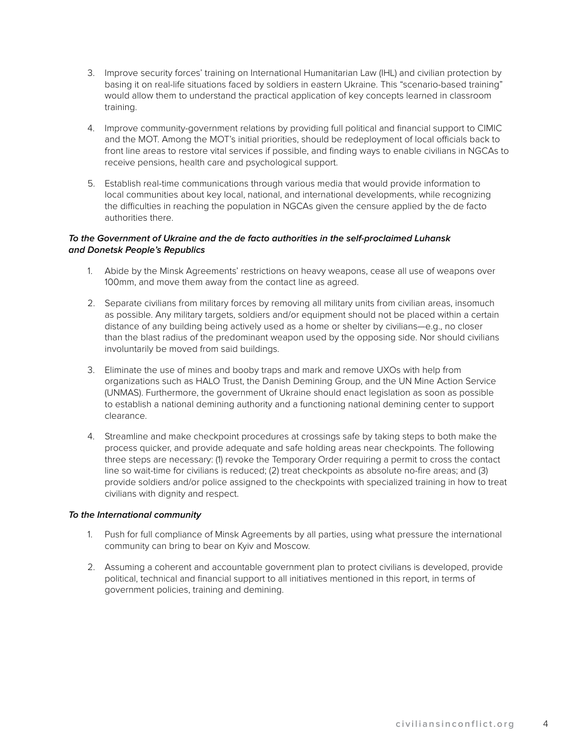3. Improve security forces' training on International Humanitarian Law (IHL) and civilian protection by basing it on real-life situations faced by soldiers in eastern Ukraine. This "scenario-based training" would allow them to understand the practical application of key concepts learned in classroom training.

4. Improve community-government relations by providing full political and financial support to CIMIC and the MOT. Among the MOT's initial priorities, should be redeployment of local officials back to front line areas to restore vital services if possible, and finding ways to enable civilians in NGCAs to receive pensions, health care and psychological support.

5. Establish real-time communications through various media that would provide information to local communities about key local, national, and international developments, while recognizing the difficulties in reaching the population in NGCAs given the censure applied by the de facto authorities there.

***To the Government of Ukraine and the de facto authorities in the self-proclaimed Luhansk and Donetsk People's Republics***

1. Abide by the Minsk Agreements' restrictions on heavy weapons, cease all use of weapons over 100mm, and move them away from the contact line as agreed.

2. Separate civilians from military forces by removing all military units from civilian areas, insomuch as possible. Any military targets, soldiers and/or equipment should not be placed within a certain distance of any building being actively used as a home or shelter by civilians—e.g., no closer than the blast radius of the predominant weapon used by the opposing side. Nor should civilians involuntarily be moved from said buildings.

3. Eliminate the use of mines and booby traps and mark and remove UXOs with help from organizations such as HALO Trust, the Danish Demining Group, and the UN Mine Action Service (UNMAS). Furthermore, the government of Ukraine should enact legislation as soon as possible to establish a national demining authority and a functioning national demining center to support clearance.

4. Streamline and make checkpoint procedures at crossings safe by taking steps to both make the process quicker, and provide adequate and safe holding areas near checkpoints. The following three steps are necessary: (1) revoke the Temporary Order requiring a permit to cross the contact line so wait-time for civilians is reduced; (2) treat checkpoints as absolute no-fire areas; and (3) provide soldiers and/or police assigned to the checkpoints with specialized training in how to treat civilians with dignity and respect.

***To the International community***

1. Push for full compliance of Minsk Agreements by all parties, using what pressure the international community can bring to bear on Kyiv and Moscow.

2. Assuming a coherent and accountable government plan to protect civilians is developed, provide political, technical and financial support to all initiatives mentioned in this report, in terms of government policies, training and demining.